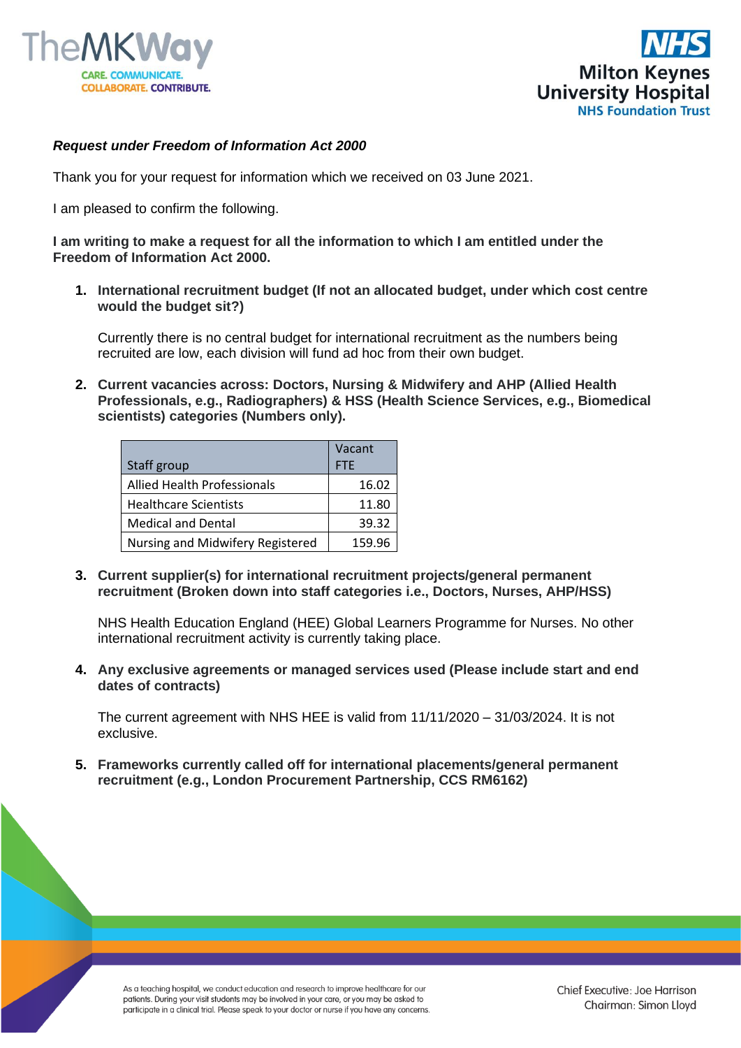***Request under Freedom of Information Act 2000***

Thank you for your request for information which we received on 03 June 2021.

I am pleased to confirm the following.

**I am writing to make a request for all the information to which I am entitled under the Freedom of Information Act 2000.**

1. **International recruitment budget (If not an allocated budget, under which cost centre would the budget sit?)**

   Currently there is no central budget for international recruitment as the numbers being recruited are low, each division will fund ad hoc from their own budget.

2. **Current vacancies across: Doctors, Nursing & Midwifery and AHP (Allied Health Professionals, e.g., Radiographers) & HSS (Health Science Services, e.g., Biomedical scientists) categories (Numbers only).**

| Staff group | Vacant FTE |
|---|---|
| Allied Health Professionals | 16.02 |
| Healthcare Scientists | 11.80 |
| Medical and Dental | 39.32 |
| Nursing and Midwifery Registered | 159.96 |

3. **Current supplier(s) for international recruitment projects/general permanent recruitment (Broken down into staff categories i.e., Doctors, Nurses, AHP/HSS)**

   NHS Health Education England (HEE) Global Learners Programme for Nurses. No other international recruitment activity is currently taking place.

4. **Any exclusive agreements or managed services used (Please include start and end dates of contracts)**

   The current agreement with NHS HEE is valid from 11/11/2020 – 31/03/2024. It is not exclusive.

5. **Frameworks currently called off for international placements/general permanent recruitment (e.g., London Procurement Partnership, CCS RM6162)**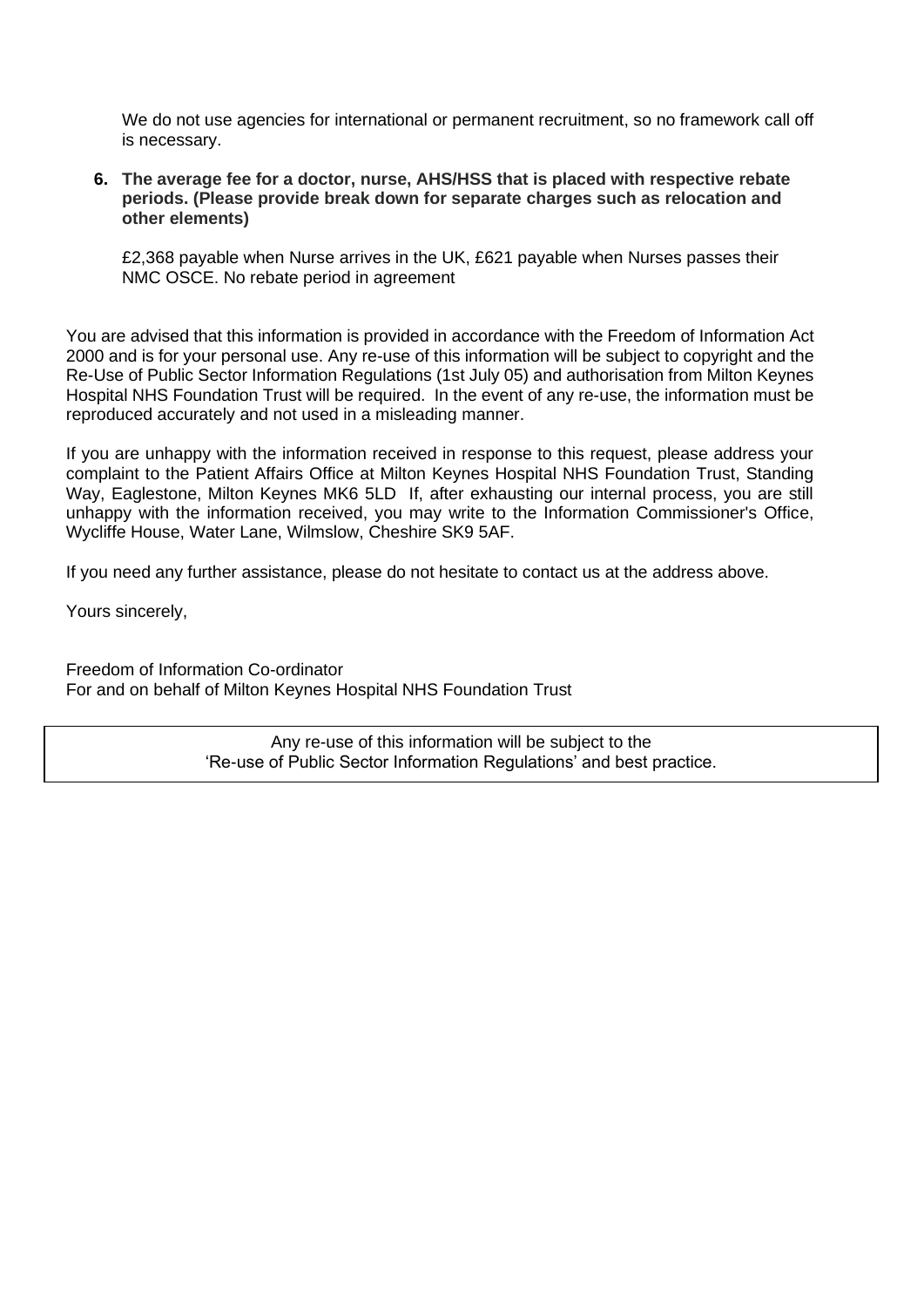We do not use agencies for international or permanent recruitment, so no framework call off is necessary.

6. **The average fee for a doctor, nurse, AHS/HSS that is placed with respective rebate periods. (Please provide break down for separate charges such as relocation and other elements)**

   £2,368 payable when Nurse arrives in the UK, £621 payable when Nurses passes their NMC OSCE. No rebate period in agreement

You are advised that this information is provided in accordance with the Freedom of Information Act 2000 and is for your personal use. Any re-use of this information will be subject to copyright and the Re-Use of Public Sector Information Regulations (1st July 05) and authorisation from Milton Keynes Hospital NHS Foundation Trust will be required. In the event of any re-use, the information must be reproduced accurately and not used in a misleading manner.

If you are unhappy with the information received in response to this request, please address your complaint to the Patient Affairs Office at Milton Keynes Hospital NHS Foundation Trust, Standing Way, Eaglestone, Milton Keynes MK6 5LD If, after exhausting our internal process, you are still unhappy with the information received, you may write to the Information Commissioner's Office, Wycliffe House, Water Lane, Wilmslow, Cheshire SK9 5AF.

If you need any further assistance, please do not hesitate to contact us at the address above.

Yours sincerely,

Freedom of Information Co-ordinator
For and on behalf of Milton Keynes Hospital NHS Foundation Trust

Any re-use of this information will be subject to the
'Re-use of Public Sector Information Regulations' and best practice.